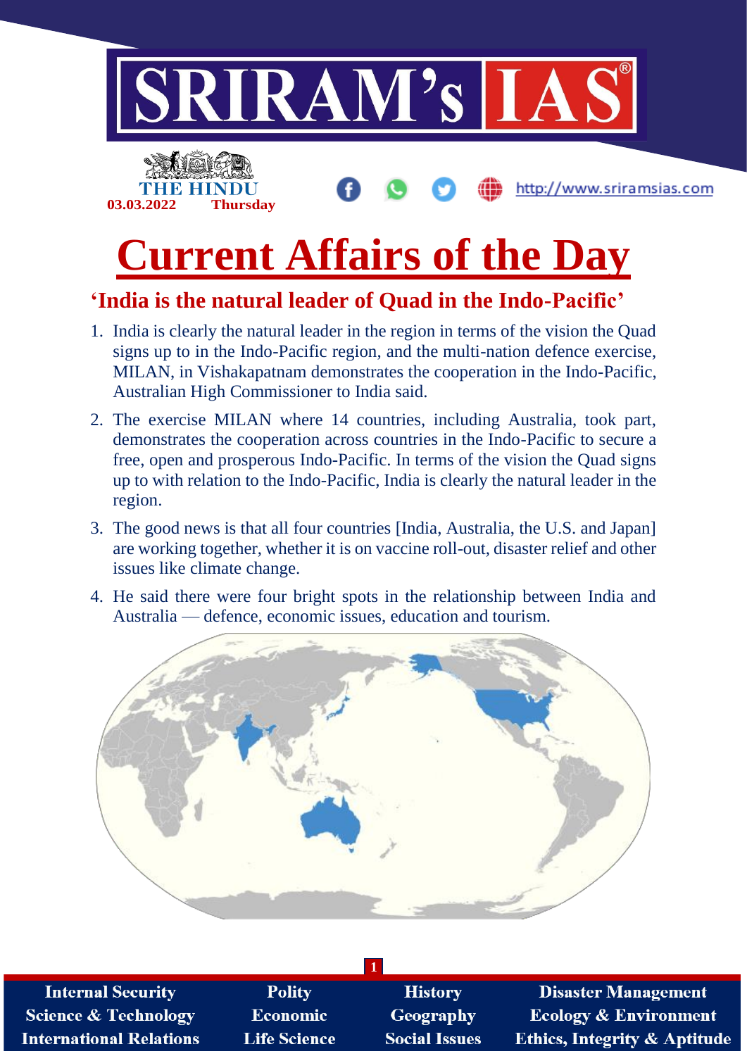# Current Affairs of the Day

## 'India is the natural leader of Quad in the Indo-Pacific'

1. India is clearly the natural leader in the region in terms of the vision the Quad signs up to in the Indo-Pacific region, and the multi-nation defence exercise, MILAN, in Vishakapatnam demonstrates the cooperation in the Indo-Pacific, Australian High Commissioner to India said.
2. The exercise MILAN where 14 countries, including Australia, took part, demonstrates the cooperation across countries in the Indo-Pacific to secure a free, open and prosperous Indo-Pacific. In terms of the vision the Quad signs up to with relation to the Indo-Pacific, India is clearly the natural leader in the region.
3. The good news is that all four countries [India, Australia, the U.S. and Japan] are working together, whether it is on vaccine roll-out, disaster relief and other issues like climate change.
4. He said there were four bright spots in the relationship between India and Australia — defence, economic issues, education and tourism.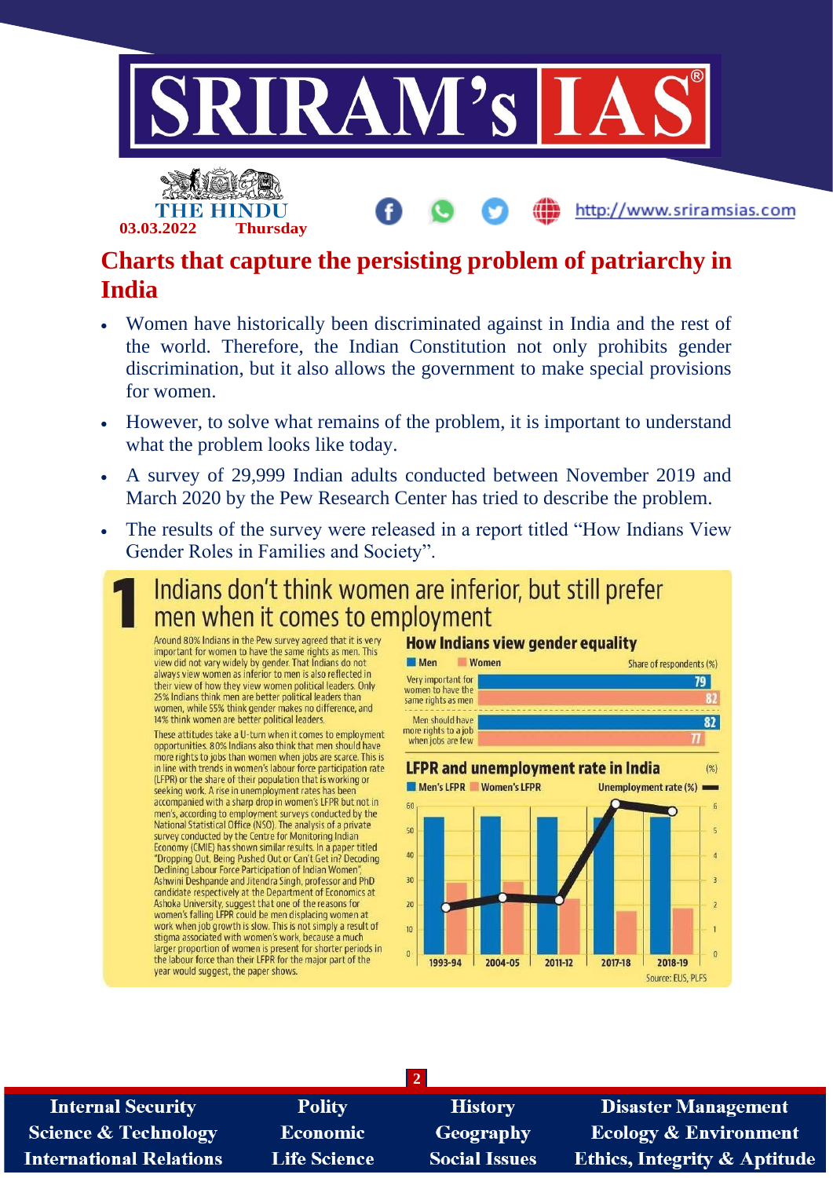## Charts that capture the persisting problem of patriarchy in India

- Women have historically been discriminated against in India and the rest of the world. Therefore, the Indian Constitution not only prohibits gender discrimination, but it also allows the government to make special provisions for women.
- However, to solve what remains of the problem, it is important to understand what the problem looks like today.
- A survey of 29,999 Indian adults conducted between November 2019 and March 2020 by the Pew Research Center has tried to describe the problem.
- The results of the survey were released in a report titled "How Indians View Gender Roles in Families and Society".

### 1 Indians don't think women are inferior, but still prefer men when it comes to employment

Around 80% Indians in the Pew survey agreed that it is very important for women to have the same rights as men. This view did not vary widely by gender. That Indians do not always view women as inferior to men is also reflected in their view of how they view women political leaders. Only 25% Indians think men are better political leaders than women, while 55% think gender makes no difference, and 14% think women are better political leaders.

These attitudes take a U-turn when it comes to employment opportunities. 80% Indians also think that men should have more rights to jobs than women when jobs are scarce. This is in line with trends in women's labour force participation rate (LFPR) or the share of their population that is working or seeking work. A rise in unemployment rates has been accompanied with a sharp drop in women's LFPR but not in men's, according to employment surveys conducted by the National Statistical Office (NSO). The analysis of a private survey conducted by the Centre for Monitoring Indian Economy (CMIE) has shown similar results. In a paper titled "Dropping Out, Being Pushed Out or Can't Get in? Decoding Declining Labour Force Participation of Indian Women", Ashwini Deshpande and Jitendra Singh, professor and PhD candidate respectively at the Department of Economics at Ashoka University, suggest that one of the reasons for women's falling LFPR could be men displacing women at work when job growth is slow. This is not simply a result of stigma associated with women's work, because a much larger proportion of women is present for shorter periods in the labour force than their LFPR for the major part of the year would suggest, the paper shows.

**How Indians view gender equality**

| Share of respondents (%) | Men | Women |
|---|---|---|
| Very important for women to have the same rights as men | 79 | 82 |
| Men should have more rights to a job when jobs are few | 82 | 77 |

**LFPR and unemployment rate in India** (%)

Men's LFPR | Women's LFPR | Unemployment rate (%)

Years: 1993-94, 2004-05, 2011-12, 2017-18, 2018-19

Source: EUS, PLFS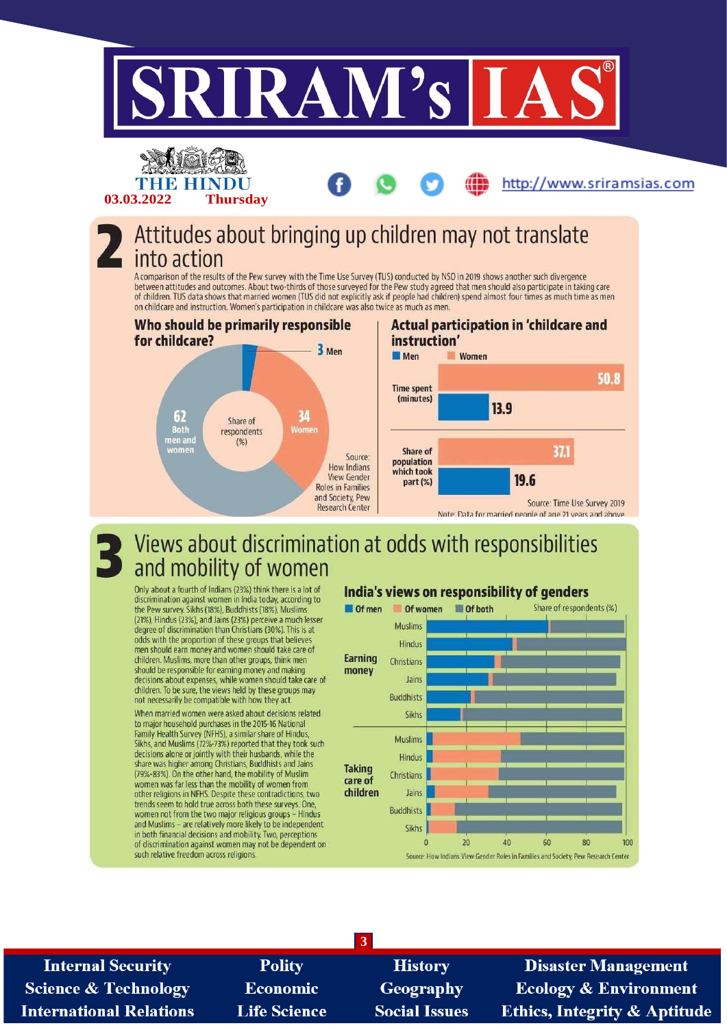THE HINDU
03.03.2022 Thursday

## 2 Attitudes about bringing up children may not translate into action

A comparison of the results of the Pew survey with the Time Use Survey (TUS) conducted by NSO in 2019 shows another such divergence between attitudes and outcomes. About two-thirds of those surveyed for the Pew study agreed that men should also participate in taking care of children. TUS data shows that married women (TUS did not explicitly ask if people had children) spend almost four times as much time as men on childcare and instruction. Women's participation in childcare was also twice as much as men.

### Who should be primarily responsible for childcare?

Share of respondents (%)

| Response | Share (%) |
|---|---|
| Men | 3 |
| Women | 34 |
| Both men and women | 62 |

Source: How Indians View Gender Roles in Families and Society, Pew Research Center

### Actual participation in 'childcare and instruction'

| | Men | Women |
|---|---|---|
| Time spent (minutes) | 13.9 | 50.8 |
| Share of population which took part (%) | 19.6 | 37.1 |

Source: Time Use Survey 2019

Note: Data for married people of age 21 years and above

## 3 Views about discrimination at odds with responsibilities and mobility of women

Only about a fourth of Indians (23%) think there is a lot of discrimination against women in India today, according to the Pew survey. Sikhs (18%), Buddhists (18%), Muslims (21%), Hindus (23%), and Jains (23%) perceive a much lesser degree of discrimination than Christians (30%). This is at odds with the proportion of these groups that believes men should earn money and women should take care of children. Muslims, more than other groups, think men should be responsible for earning money and making decisions about expenses, while women should take care of children. To be sure, the views held by these groups may not necessarily be compatible with how they act.

When married women were asked about decisions related to major household purchases in the 2015-16 National Family Health Survey (NFHS), a similar share of Hindus, Sikhs, and Muslims (72%-73%) reported that they took such decisions alone or jointly with their husbands, while the share was higher among Christians, Buddhists and Jains (79%-83%). On the other hand, the mobility of Muslim women was far less than the mobility of women from other religions in NFHS. Despite these contradictions, two trends seem to hold true across both these surveys. One, women not from the two major religious groups – Hindus and Muslims – are relatively more likely to be independent in both financial decisions and mobility. Two, perceptions of discrimination against women may not be dependent on such relative freedom across religions.

### India's views on responsibility of genders

Of men | Of women | Of both — Share of respondents (%)

Categories: Earning money (Muslims, Hindus, Christians, Jains, Buddhists, Sikhs); Taking care of children (Muslims, Hindus, Christians, Jains, Buddhists, Sikhs). Axis: 0, 20, 40, 60, 80, 100.

Source: How Indians View Gender Roles in Families and Society, Pew Research Center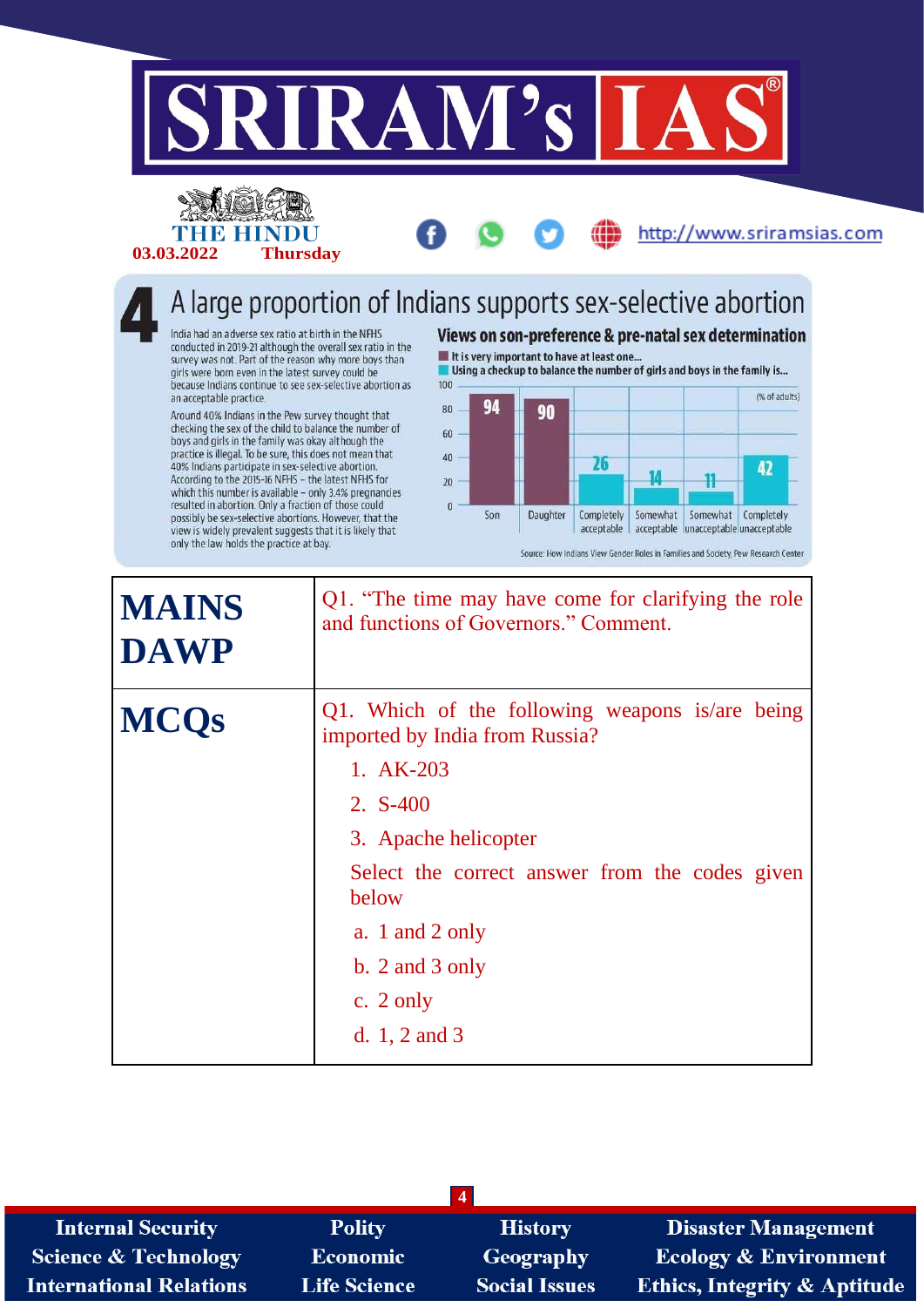03.03.2022 Thursday

# 4 A large proportion of Indians supports sex-selective abortion

India had an adverse sex ratio at birth in the NFHS conducted in 2019-21 although the overall sex ratio in the survey was not. Part of the reason why more boys than girls were born even in the latest survey could be because Indians continue to see sex-selective abortion as an acceptable practice.

Around 40% Indians in the Pew survey thought that checking the sex of the child to balance the number of boys and girls in the family was okay although the practice is illegal. To be sure, this does not mean that 40% Indians participate in sex-selective abortion. According to the 2015-16 NFHS – the latest NFHS for which this number is available – only 3.4% pregnancies resulted in abortion. Only a fraction of those could possibly be sex-selective abortions. However, that the view is widely prevalent suggests that it is likely that only the law holds the practice at bay.

**Views on son-preference & pre-natal sex determination**

It is very important to have at least one...

Using a checkup to balance the number of girls and boys in the family is...

(% of adults)

100
80
60
40
20
0

94
90
26
14
11
42

Son
Daughter
Completely acceptable
Somewhat acceptable
Somewhat unacceptable
Completely unacceptable

Source: How Indians View Gender Roles in Families and Society, Pew Research Center

| | |
|---|---|
| **MAINS DAWP** | Q1. "The time may have come for clarifying the role and functions of Governors." Comment. |
| **MCQs** | Q1. Which of the following weapons is/are being imported by India from Russia?<br>1. AK-203<br>2. S-400<br>3. Apache helicopter<br>Select the correct answer from the codes given below<br>a. 1 and 2 only<br>b. 2 and 3 only<br>c. 2 only<br>d. 1, 2 and 3 |